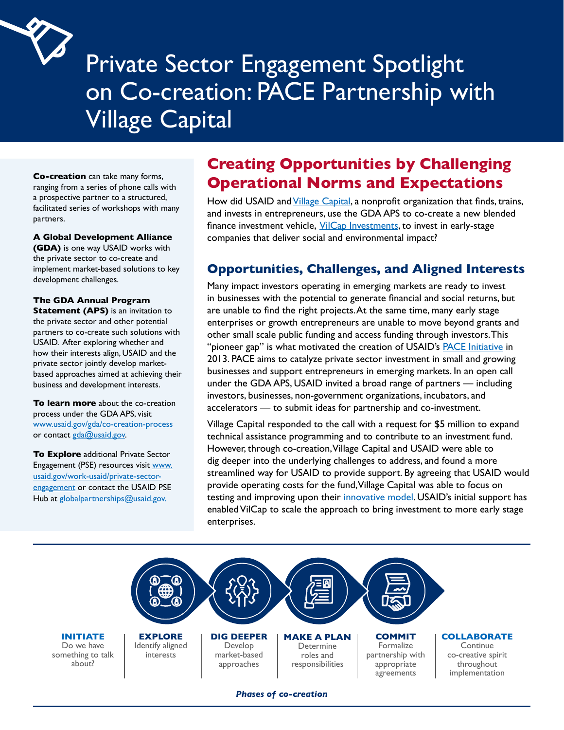# Private Sector Engagement Spotlight on Co-creation: PACE Partnership with Village Capital

**Co-creation** can take many forms, ranging from a series of phone calls with a prospective partner to a structured, facilitated series of workshops with many partners.

**A Global Development Alliance (GDA)** is one way USAID works with the private sector to co-create and implement market-based solutions to key development challenges.

**The GDA Annual Program Statement (APS)** is an invitation to the private sector and other potential partners to co-create such solutions with USAID. After exploring whether and how their interests align, USAID and the private sector jointly develop market-based approaches aimed at achieving their business and development interests.

**To learn more** about the co-creation process under the GDA APS, visit www.usaid.gov/gda/co-creation-process or contact gda@usaid.gov.

**To Explore** additional Private Sector Engagement (PSE) resources visit www.usaid.gov/work-usaid/private-sector-engagement or contact the USAID PSE Hub at globalpartnerships@usaid.gov.

## Creating Opportunities by Challenging Operational Norms and Expectations

How did USAID and Village Capital, a nonprofit organization that finds, trains, and invests in entrepreneurs, use the GDA APS to co-create a new blended finance investment vehicle, VilCap Investments, to invest in early-stage companies that deliver social and environmental impact?

## Opportunities, Challenges, and Aligned Interests

Many impact investors operating in emerging markets are ready to invest in businesses with the potential to generate financial and social returns, but are unable to find the right projects. At the same time, many early stage enterprises or growth entrepreneurs are unable to move beyond grants and other small scale public funding and access funding through investors. This "pioneer gap" is what motivated the creation of USAID's PACE Initiative in 2013. PACE aims to catalyze private sector investment in small and growing businesses and support entrepreneurs in emerging markets. In an open call under the GDA APS, USAID invited a broad range of partners — including investors, businesses, non-government organizations, incubators, and accelerators — to submit ideas for partnership and co-investment.

Village Capital responded to the call with a request for $5 million to expand technical assistance programming and to contribute to an investment fund. However, through co-creation, Village Capital and USAID were able to dig deeper into the underlying challenges to address, and found a more streamlined way for USAID to provide support. By agreeing that USAID would provide operating costs for the fund, Village Capital was able to focus on testing and improving upon their innovative model. USAID's initial support has enabled VilCap to scale the approach to bring investment to more early stage enterprises.

**INITIATE** — Do we have something to talk about?

**EXPLORE** — Identify aligned interests

**DIG DEEPER** — Develop market-based approaches

**MAKE A PLAN** — Determine roles and responsibilities

**COMMIT** — Formalize partnership with appropriate agreements

**COLLABORATE** — Continue co-creative spirit throughout implementation

***Phases of co-creation***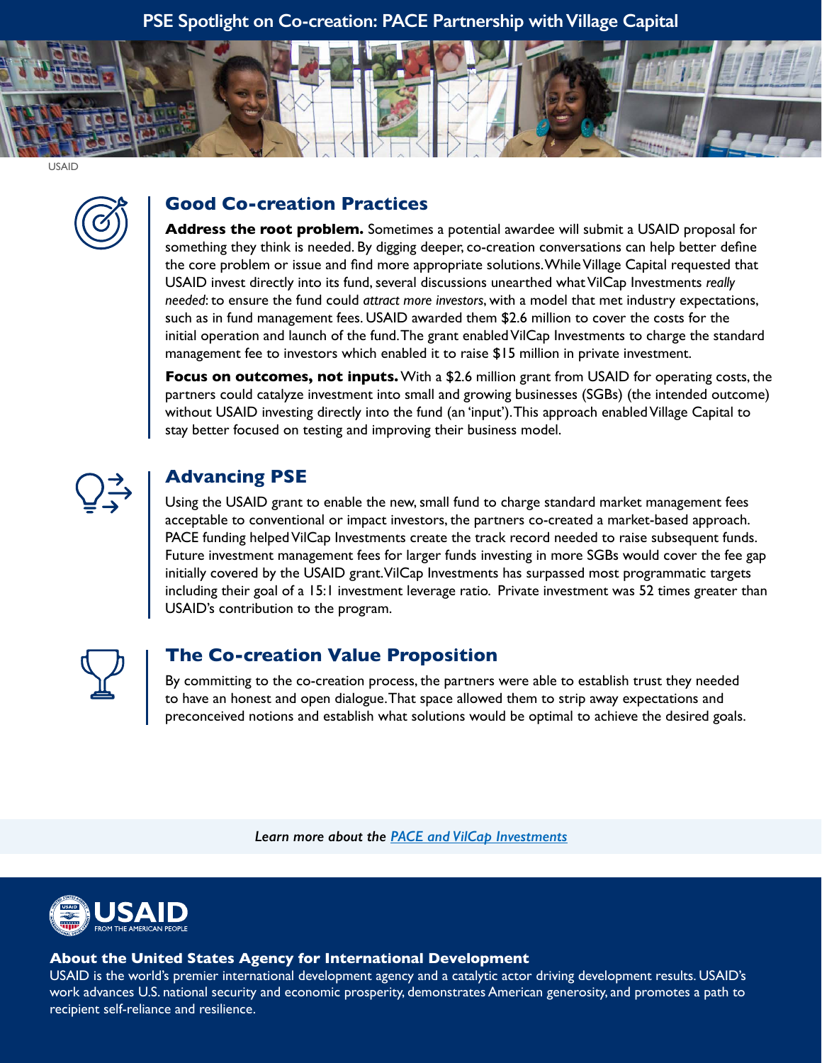# PSE Spotlight on Co-creation: PACE Partnership with Village Capital

USAID

## Good Co-creation Practices

**Address the root problem.** Sometimes a potential awardee will submit a USAID proposal for something they think is needed. By digging deeper, co-creation conversations can help better define the core problem or issue and find more appropriate solutions. While Village Capital requested that USAID invest directly into its fund, several discussions unearthed what VilCap Investments *really needed*: to ensure the fund could *attract more investors*, with a model that met industry expectations, such as in fund management fees. USAID awarded them $2.6 million to cover the costs for the initial operation and launch of the fund. The grant enabled VilCap Investments to charge the standard management fee to investors which enabled it to raise $15 million in private investment.

**Focus on outcomes, not inputs.** With a $2.6 million grant from USAID for operating costs, the partners could catalyze investment into small and growing businesses (SGBs) (the intended outcome) without USAID investing directly into the fund (an 'input'). This approach enabled Village Capital to stay better focused on testing and improving their business model.

## Advancing PSE

Using the USAID grant to enable the new, small fund to charge standard market management fees acceptable to conventional or impact investors, the partners co-created a market-based approach. PACE funding helped VilCap Investments create the track record needed to raise subsequent funds. Future investment management fees for larger funds investing in more SGBs would cover the fee gap initially covered by the USAID grant. VilCap Investments has surpassed most programmatic targets including their goal of a 15:1 investment leverage ratio. Private investment was 52 times greater than USAID's contribution to the program.

## The Co-creation Value Proposition

By committing to the co-creation process, the partners were able to establish trust they needed to have an honest and open dialogue. That space allowed them to strip away expectations and preconceived notions and establish what solutions would be optimal to achieve the desired goals.

***Learn more about the PACE and VilCap Investments***

USAID FROM THE AMERICAN PEOPLE

### About the United States Agency for International Development

USAID is the world's premier international development agency and a catalytic actor driving development results. USAID's work advances U.S. national security and economic prosperity, demonstrates American generosity, and promotes a path to recipient self-reliance and resilience.